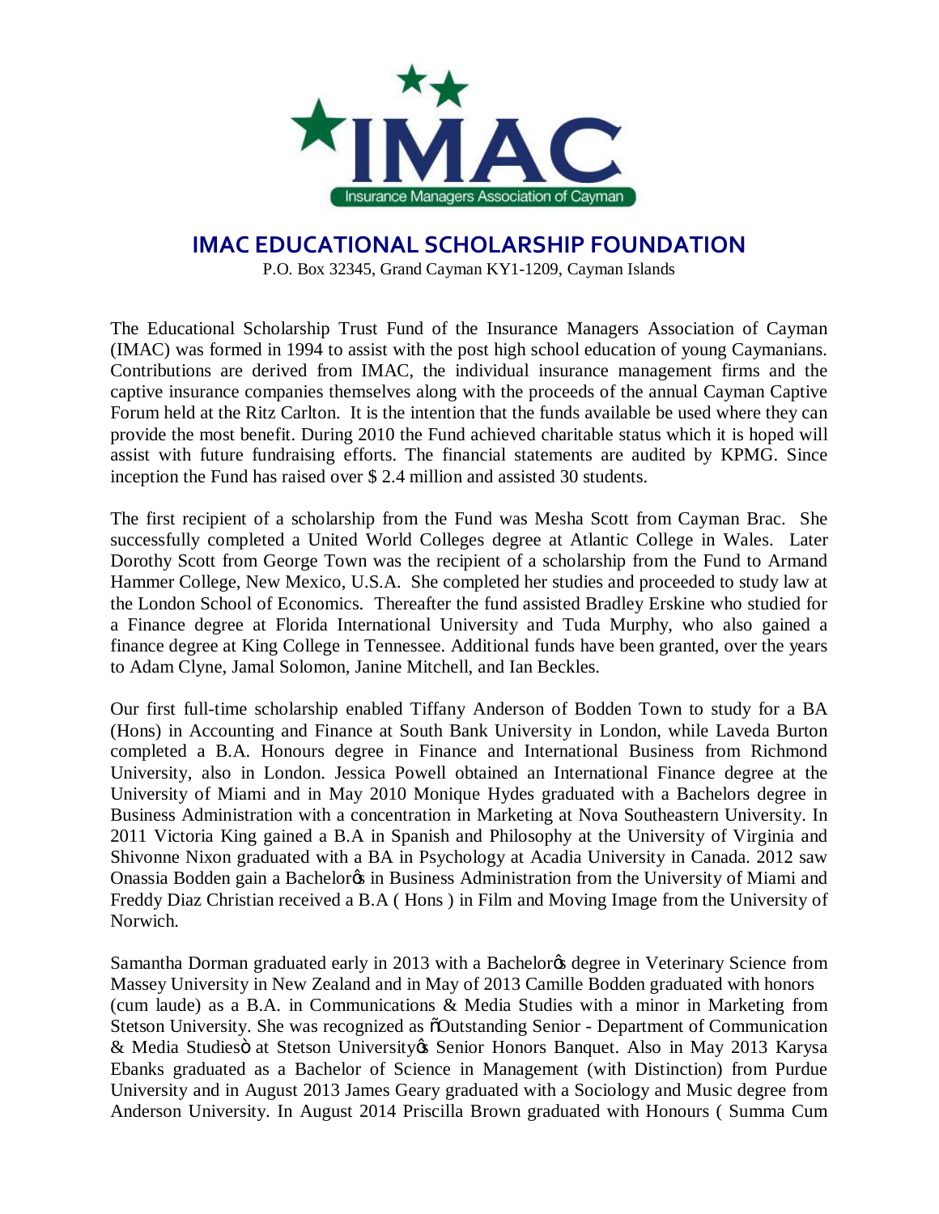IMAC

Insurance Managers Association of Cayman

# IMAC EDUCATIONAL SCHOLARSHIP FOUNDATION

P.O. Box 32345, Grand Cayman KY1-1209, Cayman Islands

The Educational Scholarship Trust Fund of the Insurance Managers Association of Cayman (IMAC) was formed in 1994 to assist with the post high school education of young Caymanians. Contributions are derived from IMAC, the individual insurance management firms and the captive insurance companies themselves along with the proceeds of the annual Cayman Captive Forum held at the Ritz Carlton. It is the intention that the funds available be used where they can provide the most benefit. During 2010 the Fund achieved charitable status which it is hoped will assist with future fundraising efforts. The financial statements are audited by KPMG. Since inception the Fund has raised over $ 2.4 million and assisted 30 students.

The first recipient of a scholarship from the Fund was Mesha Scott from Cayman Brac. She successfully completed a United World Colleges degree at Atlantic College in Wales. Later Dorothy Scott from George Town was the recipient of a scholarship from the Fund to Armand Hammer College, New Mexico, U.S.A. She completed her studies and proceeded to study law at the London School of Economics. Thereafter the fund assisted Bradley Erskine who studied for a Finance degree at Florida International University and Tuda Murphy, who also gained a finance degree at King College in Tennessee. Additional funds have been granted, over the years to Adam Clyne, Jamal Solomon, Janine Mitchell, and Ian Beckles.

Our first full-time scholarship enabled Tiffany Anderson of Bodden Town to study for a BA (Hons) in Accounting and Finance at South Bank University in London, while Laveda Burton completed a B.A. Honours degree in Finance and International Business from Richmond University, also in London. Jessica Powell obtained an International Finance degree at the University of Miami and in May 2010 Monique Hydes graduated with a Bachelors degree in Business Administration with a concentration in Marketing at Nova Southeastern University. In 2011 Victoria King gained a B.A in Spanish and Philosophy at the University of Virginia and Shivonne Nixon graduated with a BA in Psychology at Acadia University in Canada. 2012 saw Onassia Bodden gain a Bachelor's in Business Administration from the University of Miami and Freddy Diaz Christian received a B.A ( Hons ) in Film and Moving Image from the University of Norwich.

Samantha Dorman graduated early in 2013 with a Bachelor's degree in Veterinary Science from Massey University in New Zealand and in May of 2013 Camille Bodden graduated with honors (cum laude) as a B.A. in Communications & Media Studies with a minor in Marketing from Stetson University. She was recognized as "Outstanding Senior - Department of Communication & Media Studies" at Stetson University's Senior Honors Banquet. Also in May 2013 Karysa Ebanks graduated as a Bachelor of Science in Management (with Distinction) from Purdue University and in August 2013 James Geary graduated with a Sociology and Music degree from Anderson University. In August 2014 Priscilla Brown graduated with Honours ( Summa Cum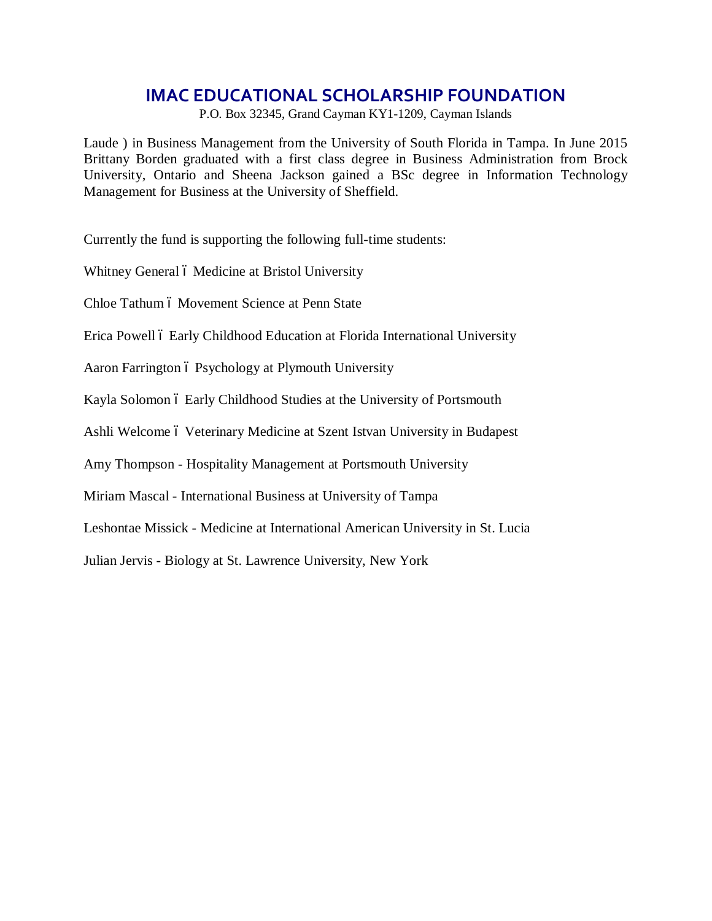Laude ) in Business Management from the University of South Florida in Tampa. In June 2015 Brittany Borden graduated with a first class degree in Business Administration from Brock University, Ontario and Sheena Jackson gained a BSc degree in Information Technology Management for Business at the University of Sheffield.

Currently the fund is supporting the following full-time students:

Whitney General – Medicine at Bristol University

Chloe Tathum – Movement Science at Penn State

Erica Powell – Early Childhood Education at Florida International University

Aaron Farrington – Psychology at Plymouth University

Kayla Solomon – Early Childhood Studies at the University of Portsmouth

Ashli Welcome – Veterinary Medicine at Szent Istvan University in Budapest

Amy Thompson - Hospitality Management at Portsmouth University

Miriam Mascal - International Business at University of Tampa

Leshontae Missick - Medicine at International American University in St. Lucia

Julian Jervis - Biology at St. Lawrence University, New York